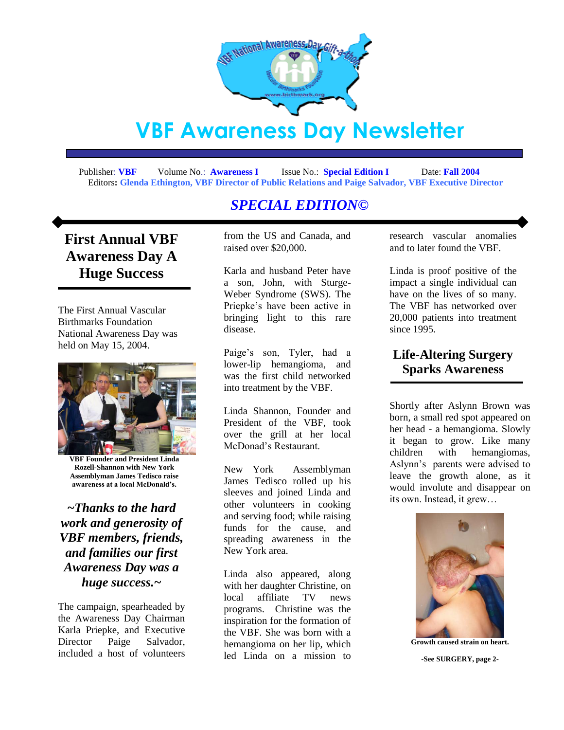# VBF Awareness Day Newsletter

Publisher: **VBF** Volume No.: **Awareness I** Issue No.: **Special Edition I** Date: **Fall 2004**
Editors: **Glenda Ethington, VBF Director of Public Relations and Paige Salvador, VBF Executive Director**

## *SPECIAL EDITION©*

## First Annual VBF Awareness Day A Huge Success

The First Annual Vascular Birthmarks Foundation National Awareness Day was held on May 15, 2004.

**VBF Founder and President Linda Rozell-Shannon with New York Assemblyman James Tedisco raise awareness at a local McDonald's.**

***~Thanks to the hard work and generosity of VBF members, friends, and families our first Awareness Day was a huge success.~***

The campaign, spearheaded by the Awareness Day Chairman Karla Priepke, and Executive Director Paige Salvador, included a host of volunteers from the US and Canada, and raised over $20,000.

Karla and husband Peter have a son, John, with Sturge-Weber Syndrome (SWS). The Priepke's have been active in bringing light to this rare disease.

Paige's son, Tyler, had a lower-lip hemangioma, and was the first child networked into treatment by the VBF.

Linda Shannon, Founder and President of the VBF, took over the grill at her local McDonad's Restaurant.

New York Assemblyman James Tedisco rolled up his sleeves and joined Linda and other volunteers in cooking and serving food; while raising funds for the cause, and spreading awareness in the New York area.

Linda also appeared, along with her daughter Christine, on local affiliate TV news programs. Christine was the inspiration for the formation of the VBF. She was born with a hemangioma on her lip, which led Linda on a mission to research vascular anomalies and to later found the VBF.

Linda is proof positive of the impact a single individual can have on the lives of so many. The VBF has networked over 20,000 patients into treatment since 1995.

## Life-Altering Surgery Sparks Awareness

Shortly after Aslynn Brown was born, a small red spot appeared on her head - a hemangioma. Slowly it began to grow. Like many children with hemangiomas, Aslynn's parents were advised to leave the growth alone, as it would involute and disappear on its own. Instead, it grew…

**Growth caused strain on heart.**

**-See SURGERY, page 2-**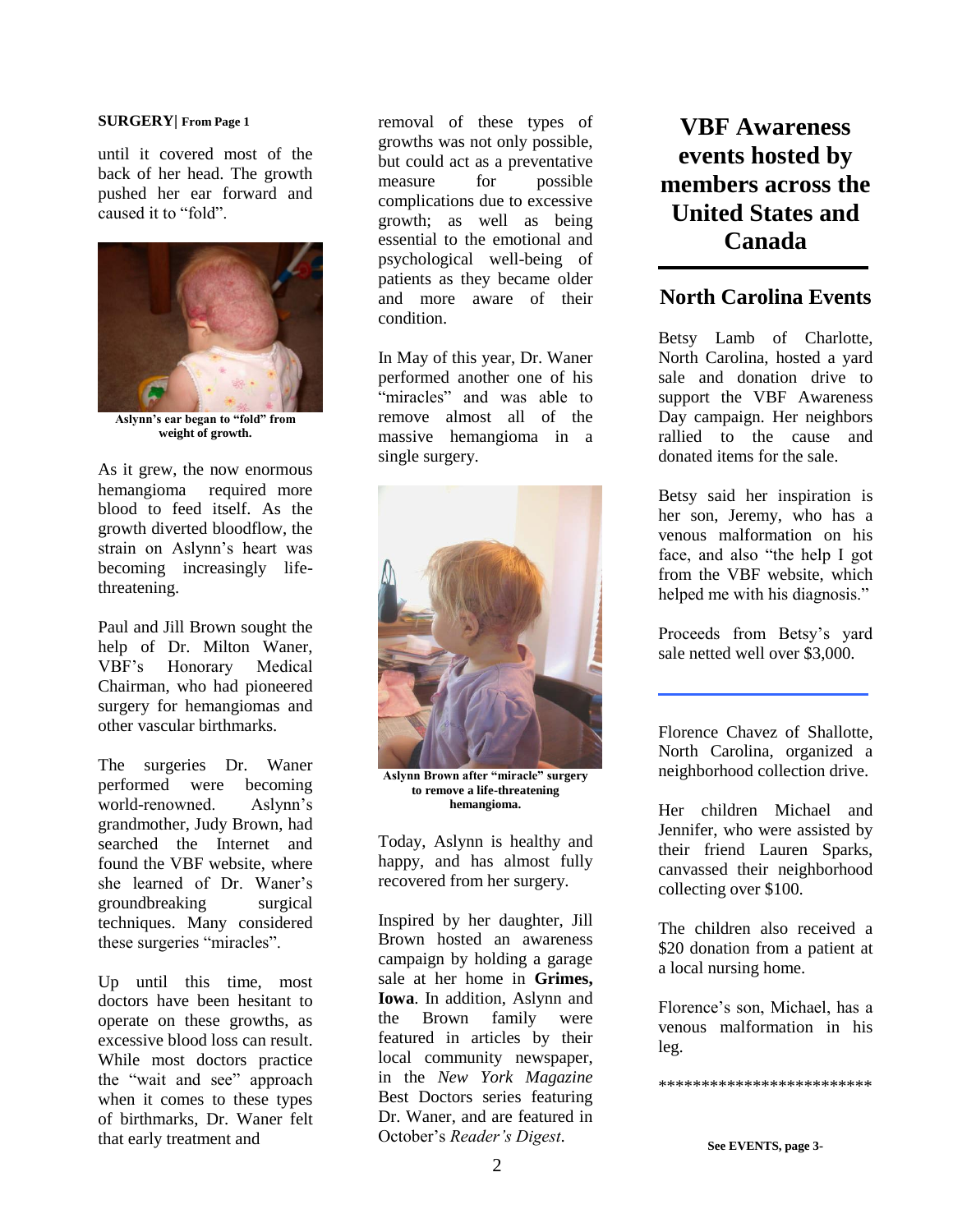**SURGERY| From Page 1**

until it covered most of the back of her head. The growth pushed her ear forward and caused it to "fold".

Aslynn's ear began to "fold" from weight of growth.

As it grew, the now enormous hemangioma required more blood to feed itself. As the growth diverted bloodflow, the strain on Aslynn's heart was becoming increasingly life-threatening.

Paul and Jill Brown sought the help of Dr. Milton Waner, VBF's Honorary Medical Chairman, who had pioneered surgery for hemangiomas and other vascular birthmarks.

The surgeries Dr. Waner performed were becoming world-renowned. Aslynn's grandmother, Judy Brown, had searched the Internet and found the VBF website, where she learned of Dr. Waner's groundbreaking surgical techniques. Many considered these surgeries "miracles".

Up until this time, most doctors have been hesitant to operate on these growths, as excessive blood loss can result. While most doctors practice the "wait and see" approach when it comes to these types of birthmarks, Dr. Waner felt that early treatment and removal of these types of growths was not only possible, but could act as a preventative measure for possible complications due to excessive growth; as well as being essential to the emotional and psychological well-being of patients as they became older and more aware of their condition.

In May of this year, Dr. Waner performed another one of his "miracles" and was able to remove almost all of the massive hemangioma in a single surgery.

Aslynn Brown after "miracle" surgery to remove a life-threatening hemangioma.

Today, Aslynn is healthy and happy, and has almost fully recovered from her surgery.

Inspired by her daughter, Jill Brown hosted an awareness campaign by holding a garage sale at her home in **Grimes, Iowa**. In addition, Aslynn and the Brown family were featured in articles by their local community newspaper, in the *New York Magazine* Best Doctors series featuring Dr. Waner, and are featured in October's *Reader's Digest*.

# VBF Awareness events hosted by members across the United States and Canada

## North Carolina Events

Betsy Lamb of Charlotte, North Carolina, hosted a yard sale and donation drive to support the VBF Awareness Day campaign. Her neighbors rallied to the cause and donated items for the sale.

Betsy said her inspiration is her son, Jeremy, who has a venous malformation on his face, and also "the help I got from the VBF website, which helped me with his diagnosis."

Proceeds from Betsy's yard sale netted well over $3,000.

---

Florence Chavez of Shallotte, North Carolina, organized a neighborhood collection drive.

Her children Michael and Jennifer, who were assisted by their friend Lauren Sparks, canvassed their neighborhood collecting over $100.

The children also received a $20 donation from a patient at a local nursing home.

Florence's son, Michael, has a venous malformation in his leg.

*************************

**See EVENTS, page 3-**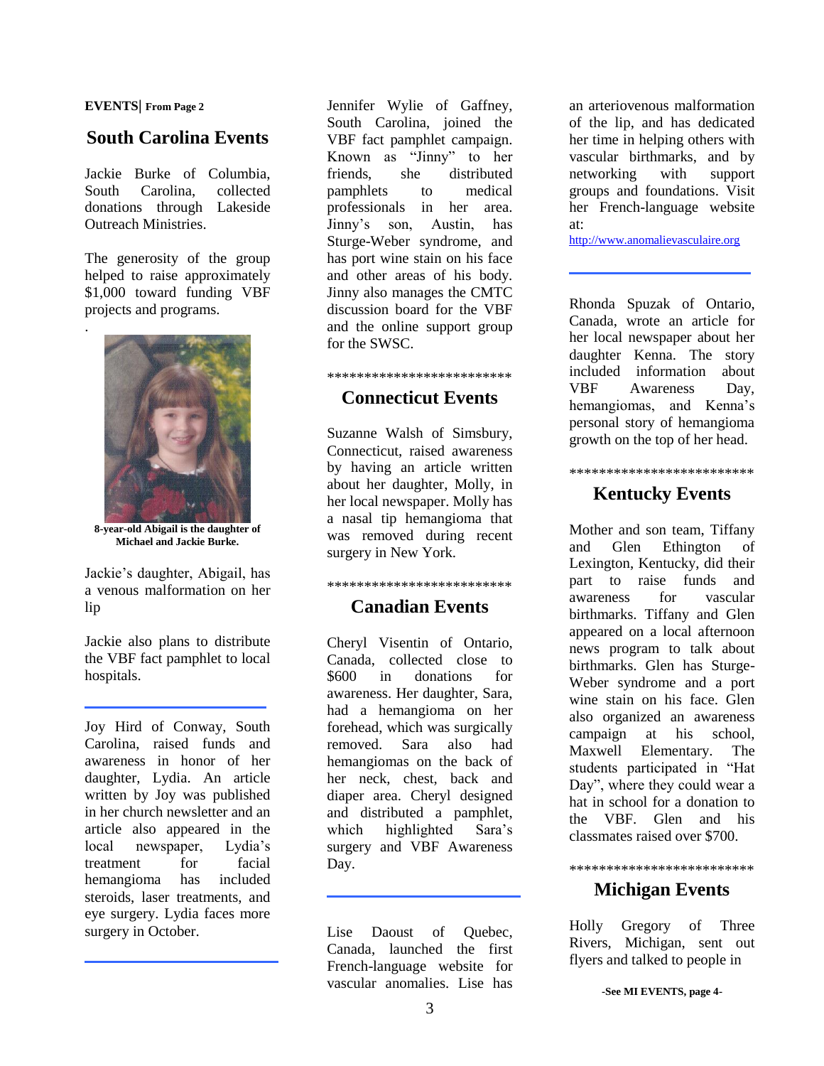**EVENTS| From Page 2**

## South Carolina Events

Jackie Burke of Columbia, South Carolina, collected donations through Lakeside Outreach Ministries.

The generosity of the group helped to raise approximately $1,000 toward funding VBF projects and programs.

.

**8-year-old Abigail is the daughter of Michael and Jackie Burke.**

Jackie's daughter, Abigail, has a venous malformation on her lip

Jackie also plans to distribute the VBF fact pamphlet to local hospitals.

---

Joy Hird of Conway, South Carolina, raised funds and awareness in honor of her daughter, Lydia. An article written by Joy was published in her church newsletter and an article also appeared in the local newspaper, Lydia's treatment for facial hemangioma has included steroids, laser treatments, and eye surgery. Lydia faces more surgery in October.

---

Jennifer Wylie of Gaffney, South Carolina, joined the VBF fact pamphlet campaign. Known as "Jinny" to her friends, she distributed pamphlets to medical professionals in her area. Jinny's son, Austin, has Sturge-Weber syndrome, and has port wine stain on his face and other areas of his body. Jinny also manages the CMTC discussion board for the VBF and the online support group for the SWSC.

*************************

## Connecticut Events

Suzanne Walsh of Simsbury, Connecticut, raised awareness by having an article written about her daughter, Molly, in her local newspaper. Molly has a nasal tip hemangioma that was removed during recent surgery in New York.

*************************

## Canadian Events

Cheryl Visentin of Ontario, Canada, collected close to $600 in donations for awareness. Her daughter, Sara, had a hemangioma on her forehead, which was surgically removed. Sara also had hemangiomas on the back of her neck, chest, back and diaper area. Cheryl designed and distributed a pamphlet, which highlighted Sara's surgery and VBF Awareness Day.

---

Lise Daoust of Quebec, Canada, launched the first French-language website for vascular anomalies. Lise has an arteriovenous malformation of the lip, and has dedicated her time in helping others with vascular birthmarks, and by networking with support groups and foundations. Visit her French-language website at:

http://www.anomalievasculaire.org

---

Rhonda Spuzak of Ontario, Canada, wrote an article for her local newspaper about her daughter Kenna. The story included information about VBF Awareness Day, hemangiomas, and Kenna's personal story of hemangioma growth on the top of her head.

*************************

## Kentucky Events

Mother and son team, Tiffany and Glen Ethington of Lexington, Kentucky, did their part to raise funds and awareness for vascular birthmarks. Tiffany and Glen appeared on a local afternoon news program to talk about birthmarks. Glen has Sturge-Weber syndrome and a port wine stain on his face. Glen also organized an awareness campaign at his school, Maxwell Elementary. The students participated in "Hat Day", where they could wear a hat in school for a donation to the VBF. Glen and his classmates raised over $700.

*************************

## Michigan Events

Holly Gregory of Three Rivers, Michigan, sent out flyers and talked to people in

**-See MI EVENTS, page 4-**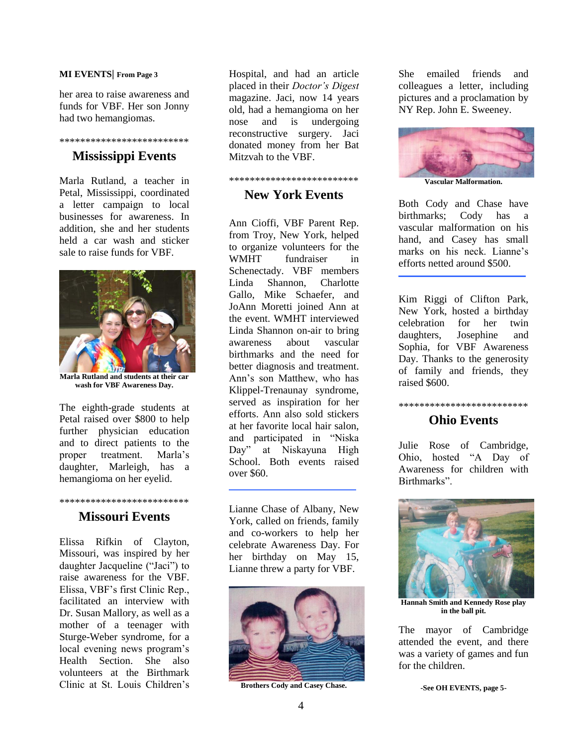**MI EVENTS| From Page 3**

her area to raise awareness and funds for VBF. Her son Jonny had two hemangiomas.

*************************

## Mississippi Events

Marla Rutland, a teacher in Petal, Mississippi, coordinated a letter campaign to local businesses for awareness. In addition, she and her students held a car wash and sticker sale to raise funds for VBF.

**Marla Rutland and students at their car wash for VBF Awareness Day.**

The eighth-grade students at Petal raised over $800 to help further physician education and to direct patients to the proper treatment. Marla's daughter, Marleigh, has a hemangioma on her eyelid.

*************************

## Missouri Events

Elissa Rifkin of Clayton, Missouri, was inspired by her daughter Jacqueline ("Jaci") to raise awareness for the VBF. Elissa, VBF's first Clinic Rep., facilitated an interview with Dr. Susan Mallory, as well as a mother of a teenager with Sturge-Weber syndrome, for a local evening news program's Health Section. She also volunteers at the Birthmark Clinic at St. Louis Children's Hospital, and had an article placed in their *Doctor's Digest* magazine. Jaci, now 14 years old, had a hemangioma on her nose and is undergoing reconstructive surgery. Jaci donated money from her Bat Mitzvah to the VBF.

*************************

## New York Events

Ann Cioffi, VBF Parent Rep. from Troy, New York, helped to organize volunteers for the WMHT fundraiser in Schenectady. VBF members Linda Shannon, Charlotte Gallo, Mike Schaefer, and JoAnn Moretti joined Ann at the event. WMHT interviewed Linda Shannon on-air to bring awareness about vascular birthmarks and the need for better diagnosis and treatment. Ann's son Matthew, who has Klippel-Trenaunay syndrome, served as inspiration for her efforts. Ann also sold stickers at her favorite local hair salon, and participated in "Niska Day" at Niskayuna High School. Both events raised over $60.

---

Lianne Chase of Albany, New York, called on friends, family and co-workers to help her celebrate Awareness Day. For her birthday on May 15, Lianne threw a party for VBF.

**Brothers Cody and Casey Chase.**

She emailed friends and colleagues a letter, including pictures and a proclamation by NY Rep. John E. Sweeney.

**Vascular Malformation.**

Both Cody and Chase have birthmarks; Cody has a vascular malformation on his hand, and Casey has small marks on his neck. Lianne's efforts netted around $500.

---

Kim Riggi of Clifton Park, New York, hosted a birthday celebration for her twin daughters, Josephine and Sophia, for VBF Awareness Day. Thanks to the generosity of family and friends, they raised $600.

*************************

## Ohio Events

Julie Rose of Cambridge, Ohio, hosted "A Day of Awareness for children with Birthmarks".

**Hannah Smith and Kennedy Rose play in the ball pit.**

The mayor of Cambridge attended the event, and there was a variety of games and fun for the children.

**-See OH EVENTS, page 5-**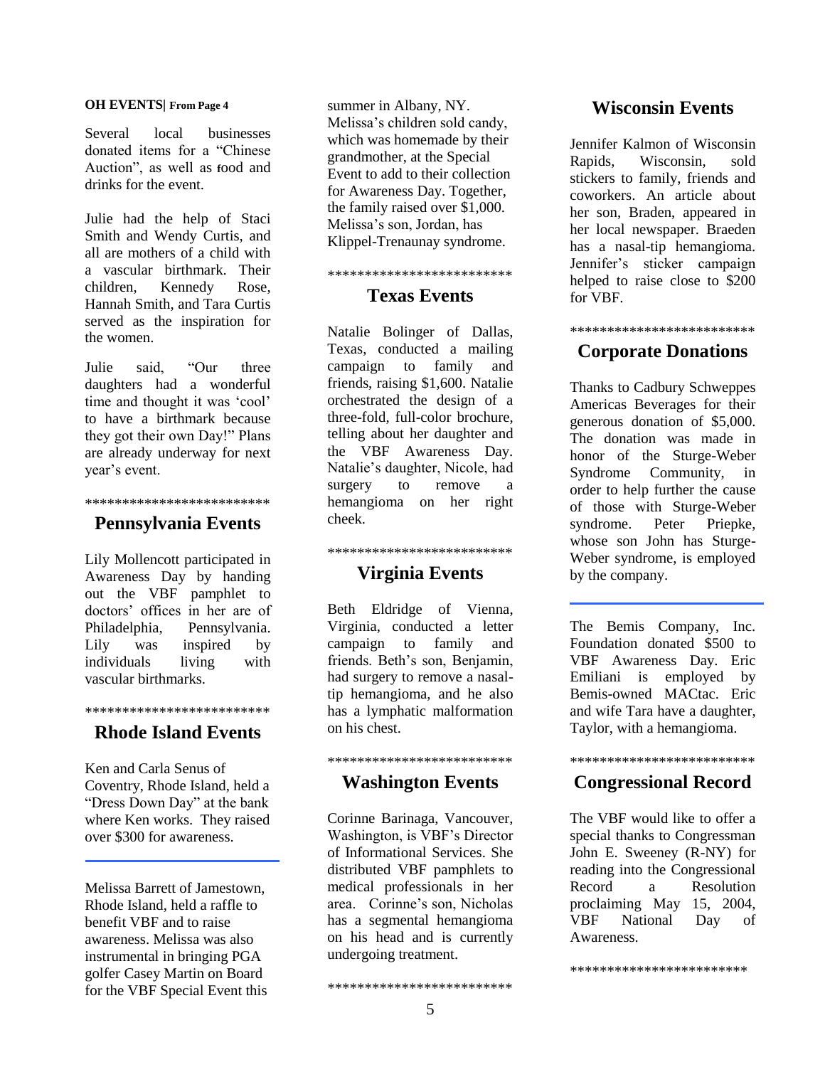**OH EVENTS| From Page 4**

Several local businesses donated items for a "Chinese Auction", as well as food and drinks for the event.

Julie had the help of Staci Smith and Wendy Curtis, and all are mothers of a child with a vascular birthmark. Their children, Kennedy Rose, Hannah Smith, and Tara Curtis served as the inspiration for the women.

Julie said, "Our three daughters had a wonderful time and thought it was 'cool' to have a birthmark because they got their own Day!" Plans are already underway for next year's event.

*************************

## Pennsylvania Events

Lily Mollencott participated in Awareness Day by handing out the VBF pamphlet to doctors' offices in her are of Philadelphia, Pennsylvania. Lily was inspired by individuals living with vascular birthmarks.

*************************

## Rhode Island Events

Ken and Carla Senus of Coventry, Rhode Island, held a "Dress Down Day" at the bank where Ken works. They raised over $300 for awareness.

---

Melissa Barrett of Jamestown, Rhode Island, held a raffle to benefit VBF and to raise awareness. Melissa was also instrumental in bringing PGA golfer Casey Martin on Board for the VBF Special Event this summer in Albany, NY. Melissa's children sold candy, which was homemade by their grandmother, at the Special Event to add to their collection for Awareness Day. Together, the family raised over $1,000. Melissa's son, Jordan, has Klippel-Trenaunay syndrome.

*************************

## Texas Events

Natalie Bolinger of Dallas, Texas, conducted a mailing campaign to family and friends, raising $1,600. Natalie orchestrated the design of a three-fold, full-color brochure, telling about her daughter and the VBF Awareness Day. Natalie's daughter, Nicole, had surgery to remove a hemangioma on her right cheek.

*************************

## Virginia Events

Beth Eldridge of Vienna, Virginia, conducted a letter campaign to family and friends. Beth's son, Benjamin, had surgery to remove a nasal-tip hemangioma, and he also has a lymphatic malformation on his chest.

*************************

## Washington Events

Corinne Barinaga, Vancouver, Washington, is VBF's Director of Informational Services. She distributed VBF pamphlets to medical professionals in her area. Corinne's son, Nicholas has a segmental hemangioma on his head and is currently undergoing treatment.

*************************

## Wisconsin Events

Jennifer Kalmon of Wisconsin Rapids, Wisconsin, sold stickers to family, friends and coworkers. An article about her son, Braden, appeared in her local newspaper. Braeden has a nasal-tip hemangioma. Jennifer's sticker campaign helped to raise close to $200 for VBF.

*************************

## Corporate Donations

Thanks to Cadbury Schweppes Americas Beverages for their generous donation of $5,000. The donation was made in honor of the Sturge-Weber Syndrome Community, in order to help further the cause of those with Sturge-Weber syndrome. Peter Priepke, whose son John has Sturge-Weber syndrome, is employed by the company.

---

The Bemis Company, Inc. Foundation donated $500 to VBF Awareness Day. Eric Emiliani is employed by Bemis-owned MACtac. Eric and wife Tara have a daughter, Taylor, with a hemangioma.

*************************

## Congressional Record

The VBF would like to offer a special thanks to Congressman John E. Sweeney (R-NY) for reading into the Congressional Record a Resolution proclaiming May 15, 2004, VBF National Day of Awareness.

************************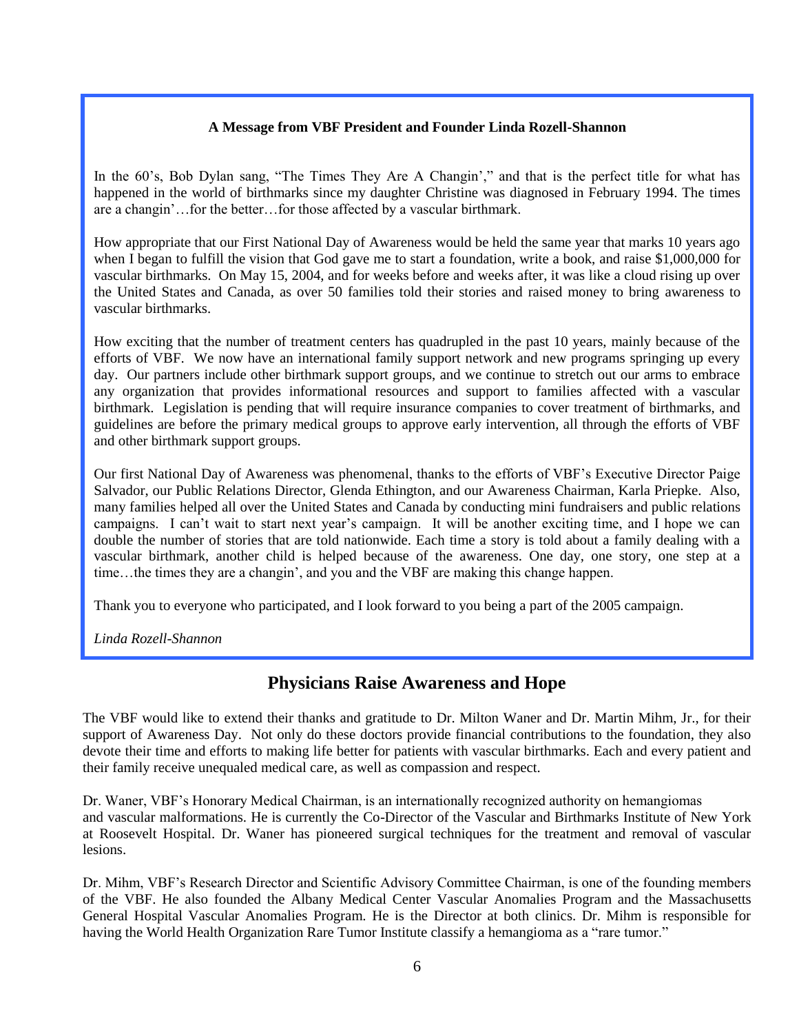**A Message from VBF President and Founder Linda Rozell-Shannon**

In the 60's, Bob Dylan sang, "The Times They Are A Changin'," and that is the perfect title for what has happened in the world of birthmarks since my daughter Christine was diagnosed in February 1994. The times are a changin'…for the better…for those affected by a vascular birthmark.

How appropriate that our First National Day of Awareness would be held the same year that marks 10 years ago when I began to fulfill the vision that God gave me to start a foundation, write a book, and raise $1,000,000 for vascular birthmarks. On May 15, 2004, and for weeks before and weeks after, it was like a cloud rising up over the United States and Canada, as over 50 families told their stories and raised money to bring awareness to vascular birthmarks.

How exciting that the number of treatment centers has quadrupled in the past 10 years, mainly because of the efforts of VBF. We now have an international family support network and new programs springing up every day. Our partners include other birthmark support groups, and we continue to stretch out our arms to embrace any organization that provides informational resources and support to families affected with a vascular birthmark. Legislation is pending that will require insurance companies to cover treatment of birthmarks, and guidelines are before the primary medical groups to approve early intervention, all through the efforts of VBF and other birthmark support groups.

Our first National Day of Awareness was phenomenal, thanks to the efforts of VBF's Executive Director Paige Salvador, our Public Relations Director, Glenda Ethington, and our Awareness Chairman, Karla Priepke. Also, many families helped all over the United States and Canada by conducting mini fundraisers and public relations campaigns. I can't wait to start next year's campaign. It will be another exciting time, and I hope we can double the number of stories that are told nationwide. Each time a story is told about a family dealing with a vascular birthmark, another child is helped because of the awareness. One day, one story, one step at a time…the times they are a changin', and you and the VBF are making this change happen.

Thank you to everyone who participated, and I look forward to you being a part of the 2005 campaign.

*Linda Rozell-Shannon*

## Physicians Raise Awareness and Hope

The VBF would like to extend their thanks and gratitude to Dr. Milton Waner and Dr. Martin Mihm, Jr., for their support of Awareness Day. Not only do these doctors provide financial contributions to the foundation, they also devote their time and efforts to making life better for patients with vascular birthmarks. Each and every patient and their family receive unequaled medical care, as well as compassion and respect.

Dr. Waner, VBF's Honorary Medical Chairman, is an internationally recognized authority on hemangiomas and vascular malformations. He is currently the Co-Director of the Vascular and Birthmarks Institute of New York at Roosevelt Hospital. Dr. Waner has pioneered surgical techniques for the treatment and removal of vascular lesions.

Dr. Mihm, VBF's Research Director and Scientific Advisory Committee Chairman, is one of the founding members of the VBF. He also founded the Albany Medical Center Vascular Anomalies Program and the Massachusetts General Hospital Vascular Anomalies Program. He is the Director at both clinics. Dr. Mihm is responsible for having the World Health Organization Rare Tumor Institute classify a hemangioma as a "rare tumor."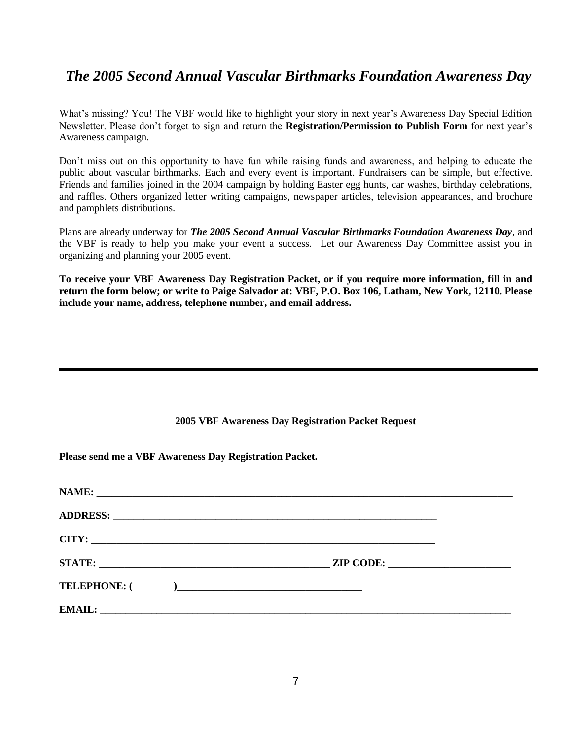# *The 2005 Second Annual Vascular Birthmarks Foundation Awareness Day*

What's missing? You! The VBF would like to highlight your story in next year's Awareness Day Special Edition Newsletter. Please don't forget to sign and return the **Registration/Permission to Publish Form** for next year's Awareness campaign.

Don't miss out on this opportunity to have fun while raising funds and awareness, and helping to educate the public about vascular birthmarks. Each and every event is important. Fundraisers can be simple, but effective. Friends and families joined in the 2004 campaign by holding Easter egg hunts, car washes, birthday celebrations, and raffles. Others organized letter writing campaigns, newspaper articles, television appearances, and brochure and pamphlets distributions.

Plans are already underway for ***The 2005 Second Annual Vascular Birthmarks Foundation Awareness Day***, and the VBF is ready to help you make your event a success. Let our Awareness Day Committee assist you in organizing and planning your 2005 event.

**To receive your VBF Awareness Day Registration Packet, or if you require more information, fill in and return the form below; or write to Paige Salvador at: VBF, P.O. Box 106, Latham, New York, 12110. Please include your name, address, telephone number, and email address.**

---

**2005 VBF Awareness Day Registration Packet Request**

**Please send me a VBF Awareness Day Registration Packet.**

**NAME:** ___________________________________________________________________________

**ADDRESS:** ______________________________________________________________

**CITY:** __________________________________________________________________

**STATE:** ___________________________________________ **ZIP CODE:** ______________________

**TELEPHONE: (        )**_________________________________

**EMAIL:** ___________________________________________________________________________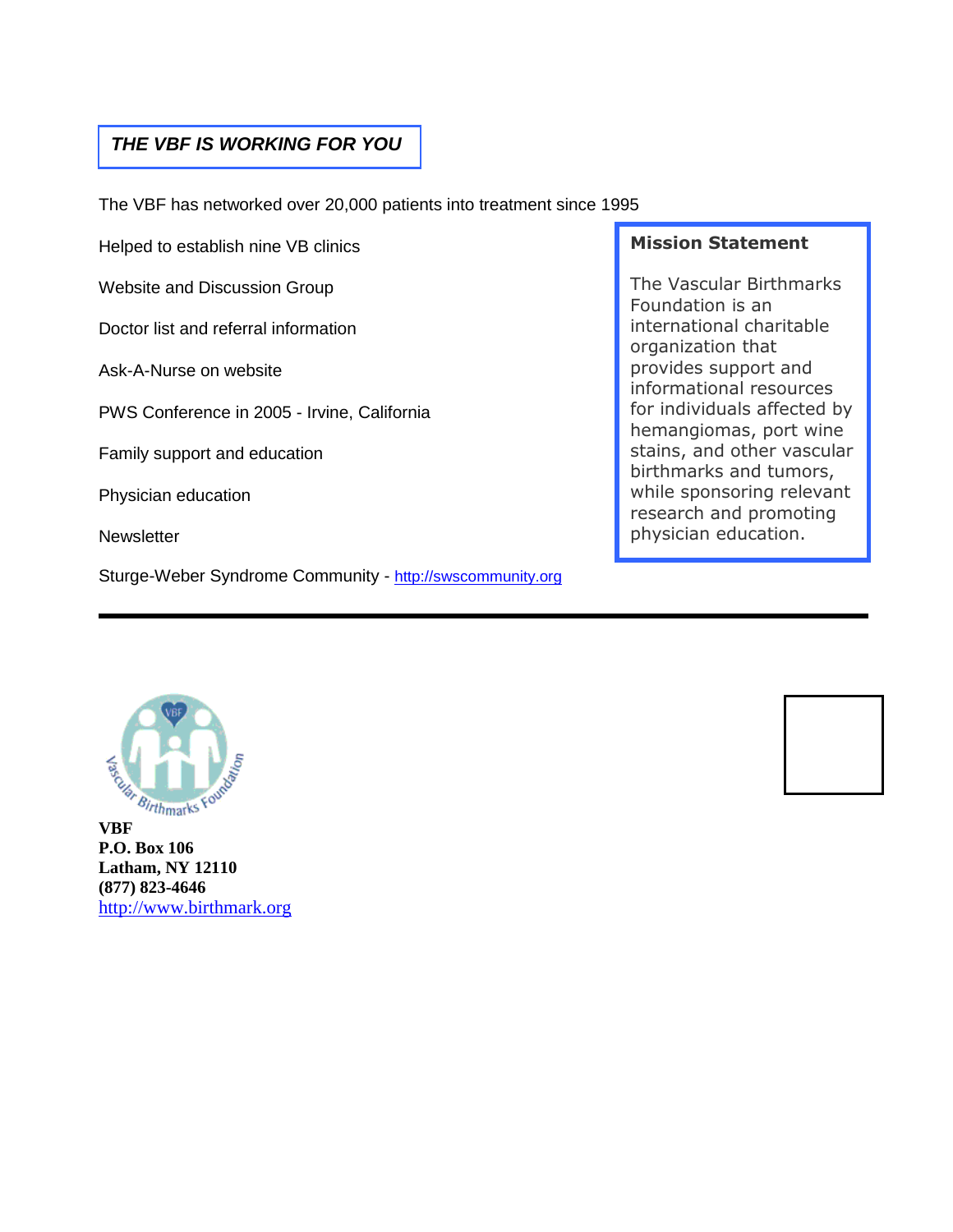## *THE VBF IS WORKING FOR YOU*

The VBF has networked over 20,000 patients into treatment since 1995

Helped to establish nine VB clinics

Website and Discussion Group

Doctor list and referral information

Ask-A-Nurse on website

PWS Conference in 2005 - Irvine, California

Family support and education

Physician education

Newsletter

Sturge-Weber Syndrome Community - http://swscommunity.org

**Mission Statement**

The Vascular Birthmarks Foundation is an international charitable organization that provides support and informational resources for individuals affected by hemangiomas, port wine stains, and other vascular birthmarks and tumors, while sponsoring relevant research and promoting physician education.

---

**VBF**
**P.O. Box 106**
**Latham, NY 12110**
**(877) 823-4646**
http://www.birthmark.org